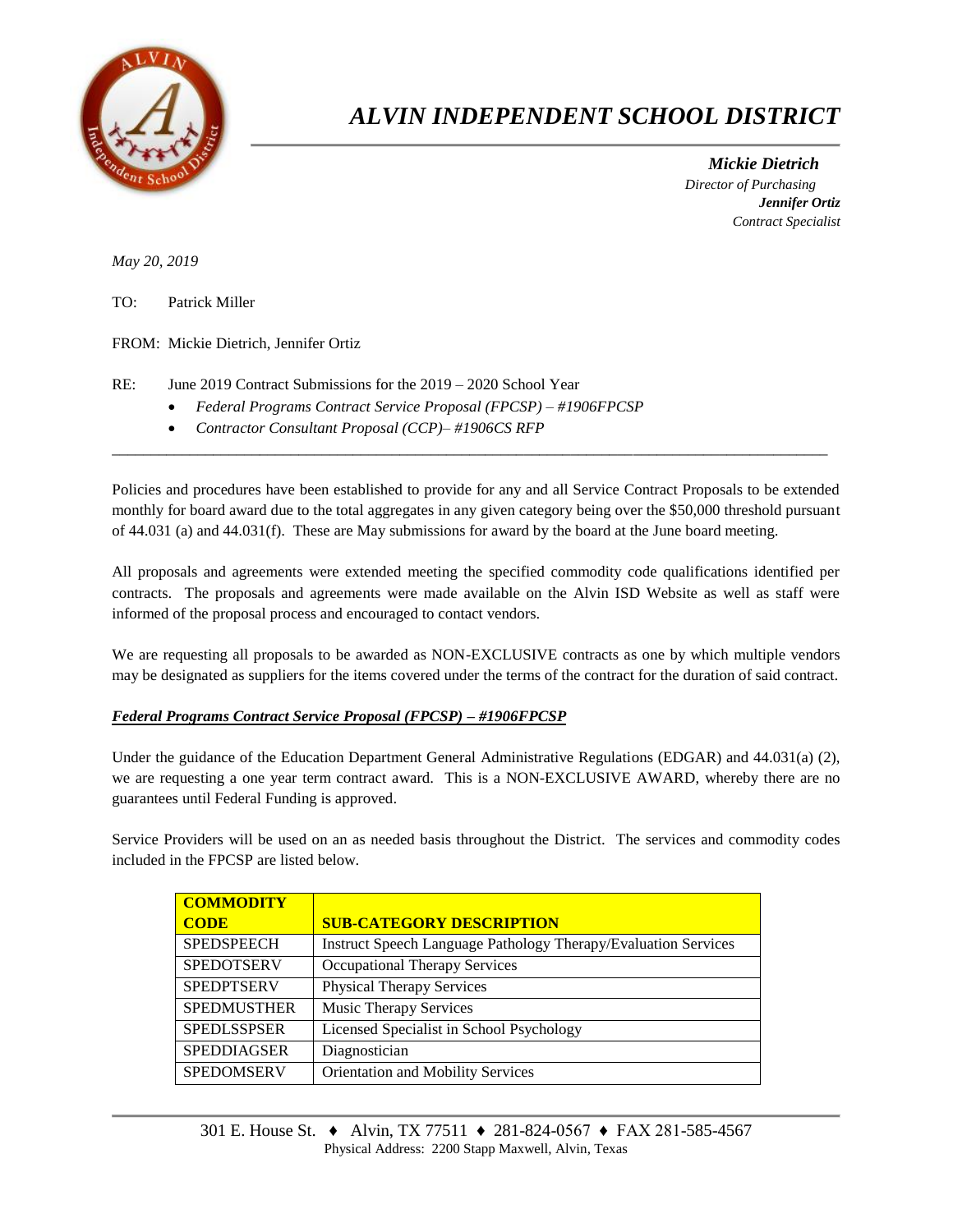# *ALVIN INDEPENDENT SCHOOL DISTRICT*

***Mickie Dietrich***
*Director of Purchasing*
***Jennifer Ortiz***
*Contract Specialist*

*May 20, 2019*

TO: Patrick Miller

FROM: Mickie Dietrich, Jennifer Ortiz

RE: June 2019 Contract Submissions for the 2019 – 2020 School Year

- *Federal Programs Contract Service Proposal (FPCSP) – #1906FPCSP*
- *Contractor Consultant Proposal (CCP)– #1906CS RFP*

---

Policies and procedures have been established to provide for any and all Service Contract Proposals to be extended monthly for board award due to the total aggregates in any given category being over the $50,000 threshold pursuant of 44.031 (a) and 44.031(f). These are May submissions for award by the board at the June board meeting.

All proposals and agreements were extended meeting the specified commodity code qualifications identified per contracts. The proposals and agreements were made available on the Alvin ISD Website as well as staff were informed of the proposal process and encouraged to contact vendors.

We are requesting all proposals to be awarded as NON-EXCLUSIVE contracts as one by which multiple vendors may be designated as suppliers for the items covered under the terms of the contract for the duration of said contract.

***<u>Federal Programs Contract Service Proposal (FPCSP) – #1906FPCSP</u>***

Under the guidance of the Education Department General Administrative Regulations (EDGAR) and 44.031(a) (2), we are requesting a one year term contract award. This is a NON-EXCLUSIVE AWARD, whereby there are no guarantees until Federal Funding is approved.

Service Providers will be used on an as needed basis throughout the District. The services and commodity codes included in the FPCSP are listed below.

| COMMODITY CODE | SUB-CATEGORY DESCRIPTION |
|---|---|
| SPEDSPEECH | Instruct Speech Language Pathology Therapy/Evaluation Services |
| SPEDOTSERV | Occupational Therapy Services |
| SPEDPTSERV | Physical Therapy Services |
| SPEDMUSTHER | Music Therapy Services |
| SPEDLSSPSER | Licensed Specialist in School Psychology |
| SPEDDIAGSER | Diagnostician |
| SPEDOMSERV | Orientation and Mobility Services |

301 E. House St. ♦ Alvin, TX 77511 ♦ 281-824-0567 ♦ FAX 281-585-4567
Physical Address: 2200 Stapp Maxwell, Alvin, Texas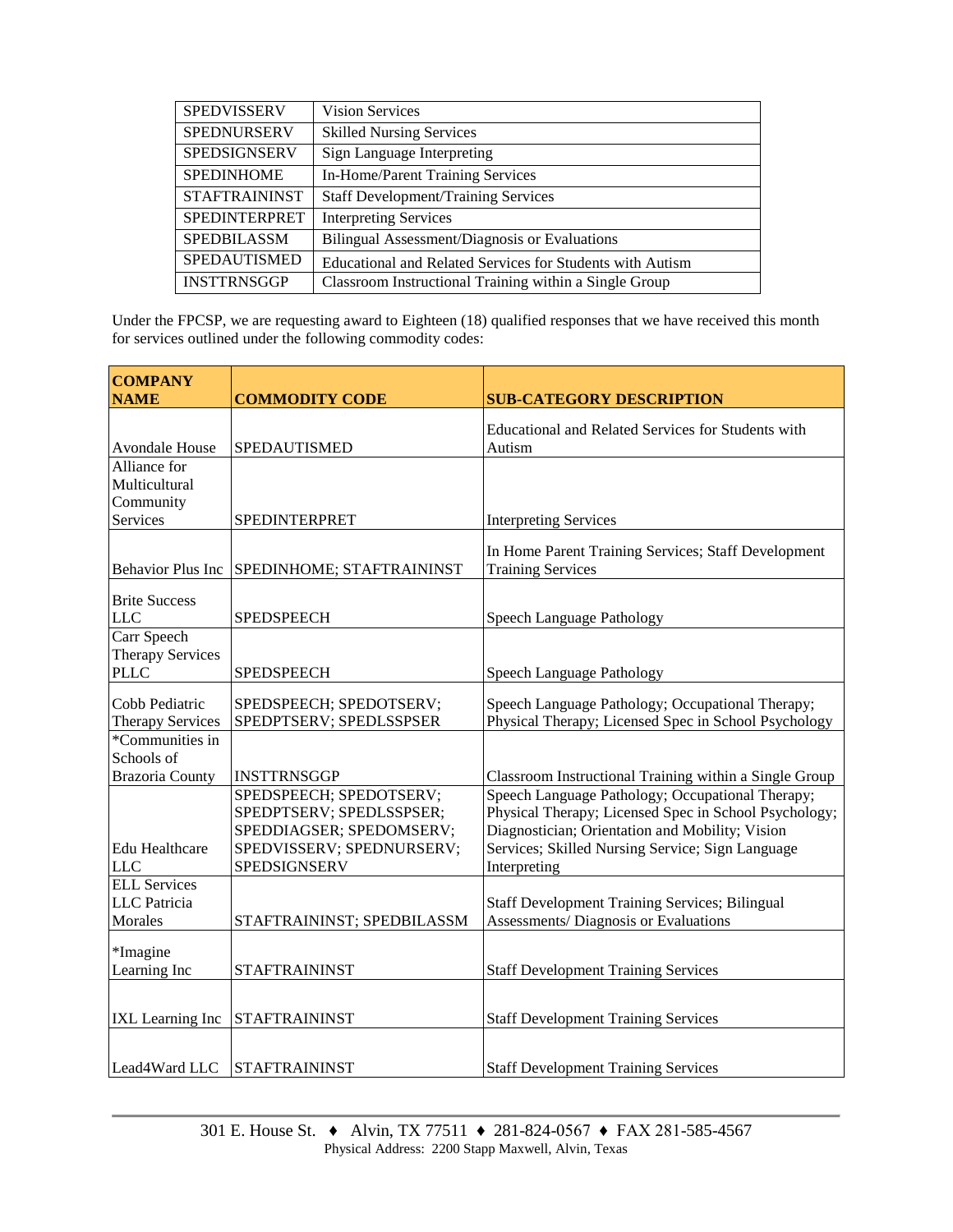| SPEDVISSERV | Vision Services |
| --- | --- |
| SPEDNURSERV | Skilled Nursing Services |
| SPEDSIGNSERV | Sign Language Interpreting |
| SPEDINHOME | In-Home/Parent Training Services |
| STAFTRAININST | Staff Development/Training Services |
| SPEDINTERPRET | Interpreting Services |
| SPEDBILASSM | Bilingual Assessment/Diagnosis or Evaluations |
| SPEDAUTISMED | Educational and Related Services for Students with Autism |
| INSTTRNSGGP | Classroom Instructional Training within a Single Group |

Under the FPCSP, we are requesting award to Eighteen (18) qualified responses that we have received this month for services outlined under the following commodity codes:

| COMPANY NAME | COMMODITY CODE | SUB-CATEGORY DESCRIPTION |
| --- | --- | --- |
| Avondale House | SPEDAUTISMED | Educational and Related Services for Students with Autism |
| Alliance for Multicultural Community Services | SPEDINTERPRET | Interpreting Services |
| Behavior Plus Inc | SPEDINHOME; STAFTRAININST | In Home Parent Training Services; Staff Development Training Services |
| Brite Success LLC | SPEDSPEECH | Speech Language Pathology |
| Carr Speech Therapy Services PLLC | SPEDSPEECH | Speech Language Pathology |
| Cobb Pediatric Therapy Services | SPEDSPEECH; SPEDOTSERV; SPEDPTSERV; SPEDLSSPSER | Speech Language Pathology; Occupational Therapy; Physical Therapy; Licensed Spec in School Psychology |
| *Communities in Schools of Brazoria County | INSTTRNSGGP | Classroom Instructional Training within a Single Group |
| Edu Healthcare LLC | SPEDSPEECH; SPEDOTSERV; SPEDPTSERV; SPEDLSSPSER; SPEDDIAGSER; SPEDOMSERV; SPEDVISSERV; SPEDNURSERV; SPEDSIGNSERV | Speech Language Pathology; Occupational Therapy; Physical Therapy; Licensed Spec in School Psychology; Diagnostician; Orientation and Mobility; Vision Services; Skilled Nursing Service; Sign Language Interpreting |
| ELL Services LLC Patricia Morales | STAFTRAININST; SPEDBILASSM | Staff Development Training Services; Bilingual Assessments/ Diagnosis or Evaluations |
| *Imagine Learning Inc | STAFTRAININST | Staff Development Training Services |
| IXL Learning Inc | STAFTRAININST | Staff Development Training Services |
| Lead4Ward LLC | STAFTRAININST | Staff Development Training Services |

301 E. House St. ♦ Alvin, TX 77511 ♦ 281-824-0567 ♦ FAX 281-585-4567
Physical Address: 2200 Stapp Maxwell, Alvin, Texas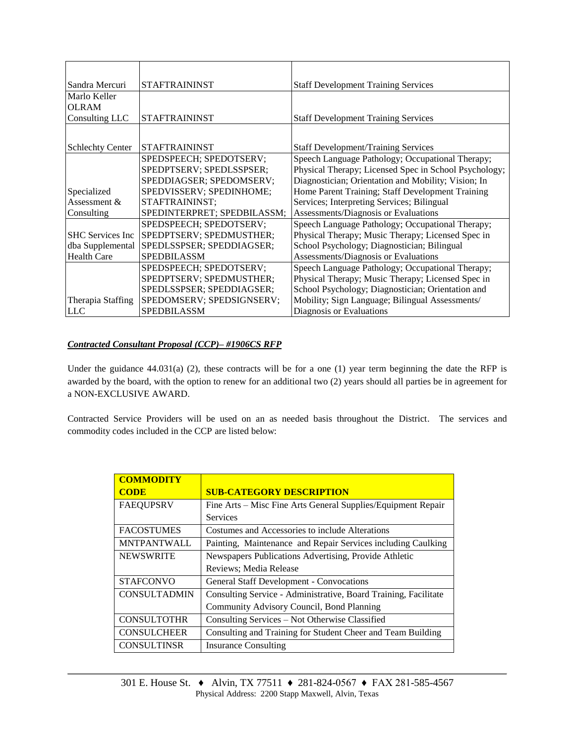| | | |
|---|---|---|
| Sandra Mercuri | STAFTRAININST | Staff Development Training Services |
| Marlo Keller OLRAM Consulting LLC | STAFTRAININST | Staff Development Training Services |
| Schlechty Center | STAFTRAININST | Staff Development/Training Services |
| Specialized Assessment & Consulting | SPEDSPEECH; SPEDOTSERV; SPEDPTSERV; SPEDLSSPSER; SPEDDIAGSER; SPEDOMSERV; SPEDVISSERV; SPEDINHOME; STAFTRAININST; SPEDINTERPRET; SPEDBILASSM; | Speech Language Pathology; Occupational Therapy; Physical Therapy; Licensed Spec in School Psychology; Diagnostician; Orientation and Mobility; Vision; In Home Parent Training; Staff Development Training Services; Interpreting Services; Bilingual Assessments/Diagnosis or Evaluations |
| SHC Services Inc dba Supplemental Health Care | SPEDSPEECH; SPEDOTSERV; SPEDPTSERV; SPEDMUSTHER; SPEDLSSPSER; SPEDDIAGSER; SPEDBILASSM | Speech Language Pathology; Occupational Therapy; Physical Therapy; Music Therapy; Licensed Spec in School Psychology; Diagnostician; Bilingual Assessments/Diagnosis or Evaluations |
| Therapia Staffing LLC | SPEDSPEECH; SPEDOTSERV; SPEDPTSERV; SPEDMUSTHER; SPEDLSSPSER; SPEDDIAGSER; SPEDOMSERV; SPEDSIGNSERV; SPEDBILASSM | Speech Language Pathology; Occupational Therapy; Physical Therapy; Music Therapy; Licensed Spec in School Psychology; Diagnostician; Orientation and Mobility; Sign Language; Bilingual Assessments/ Diagnosis or Evaluations |

***Contracted Consultant Proposal (CCP)– #1906CS RFP***

Under the guidance 44.031(a) (2), these contracts will be for a one (1) year term beginning the date the RFP is awarded by the board, with the option to renew for an additional two (2) years should all parties be in agreement for a NON-EXCLUSIVE AWARD.

Contracted Service Providers will be used on an as needed basis throughout the District. The services and commodity codes included in the CCP are listed below:

| **COMMODITY CODE** | **SUB-CATEGORY DESCRIPTION** |
|---|---|
| FAEQUPSRV | Fine Arts – Misc Fine Arts General Supplies/Equipment Repair Services |
| FACOSTUMES | Costumes and Accessories to include Alterations |
| MNTPANTWALL | Painting, Maintenance and Repair Services including Caulking |
| NEWSWRITE | Newspapers Publications Advertising, Provide Athletic Reviews; Media Release |
| STAFCONVO | General Staff Development - Convocations |
| CONSULTADMIN | Consulting Service - Administrative, Board Training, Facilitate Community Advisory Council, Bond Planning |
| CONSULTOTHR | Consulting Services – Not Otherwise Classified |
| CONSULCHEER | Consulting and Training for Student Cheer and Team Building |
| CONSULTINSR | Insurance Consulting |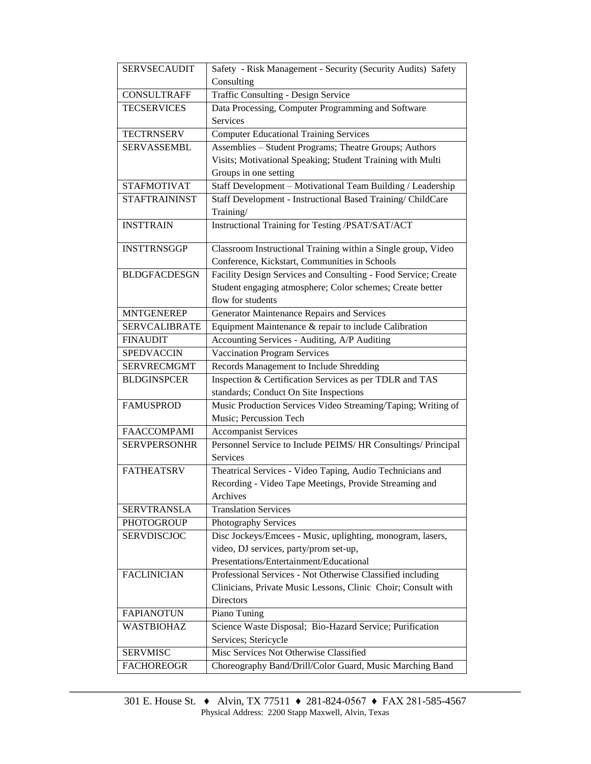| SERVSECAUDIT | Safety - Risk Management - Security (Security Audits) Safety Consulting |
|---|---|
| CONSULTRAFF | Traffic Consulting - Design Service |
| TECSERVICES | Data Processing, Computer Programming and Software Services |
| TECTRNSERV | Computer Educational Training Services |
| SERVASSEMBL | Assemblies – Student Programs; Theatre Groups; Authors Visits; Motivational Speaking; Student Training with Multi Groups in one setting |
| STAFMOTIVAT | Staff Development – Motivational Team Building / Leadership |
| STAFTRAININST | Staff Development - Instructional Based Training/ ChildCare Training/ |
| INSTTRAIN | Instructional Training for Testing /PSAT/SAT/ACT |
| INSTTRNSGGP | Classroom Instructional Training within a Single group, Video Conference, Kickstart, Communities in Schools |
| BLDGFACDESGN | Facility Design Services and Consulting - Food Service; Create Student engaging atmosphere; Color schemes; Create better flow for students |
| MNTGENEREP | Generator Maintenance Repairs and Services |
| SERVCALIBRATE | Equipment Maintenance & repair to include Calibration |
| FINAUDIT | Accounting Services - Auditing, A/P Auditing |
| SPEDVACCIN | Vaccination Program Services |
| SERVRECMGMT | Records Management to Include Shredding |
| BLDGINSPCER | Inspection & Certification Services as per TDLR and TAS standards; Conduct On Site Inspections |
| FAMUSPROD | Music Production Services Video Streaming/Taping; Writing of Music; Percussion Tech |
| FAACCOMPAMI | Accompanist Services |
| SERVPERSONHR | Personnel Service to Include PEIMS/ HR Consultings/ Principal Services |
| FATHEATSRV | Theatrical Services - Video Taping, Audio Technicians and Recording - Video Tape Meetings, Provide Streaming and Archives |
| SERVTRANSLA | Translation Services |
| PHOTOGROUP | Photography Services |
| SERVDISCJOC | Disc Jockeys/Emcees - Music, uplighting, monogram, lasers, video, DJ services, party/prom set-up, Presentations/Entertainment/Educational |
| FACLINICIAN | Professional Services - Not Otherwise Classified including Clinicians, Private Music Lessons, Clinic Choir; Consult with Directors |
| FAPIANOTUN | Piano Tuning |
| WASTBIOHAZ | Science Waste Disposal; Bio-Hazard Service; Purification Services; Stericycle |
| SERVMISC | Misc Services Not Otherwise Classified |
| FACHOREOGR | Choreography Band/Drill/Color Guard, Music Marching Band |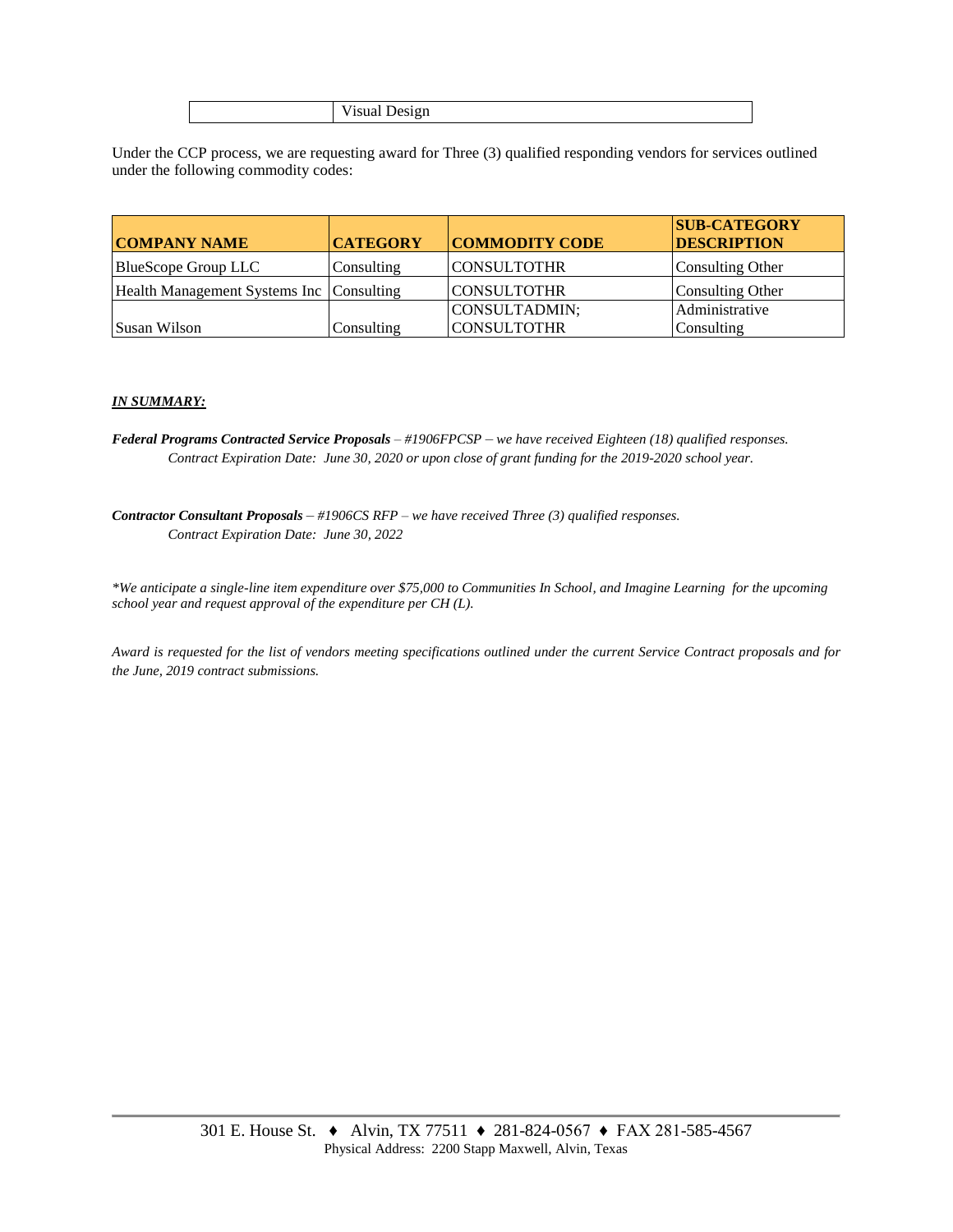| | Visual Design |
|---|---|

Under the CCP process, we are requesting award for Three (3) qualified responding vendors for services outlined under the following commodity codes:

| COMPANY NAME | CATEGORY | COMMODITY CODE | SUB-CATEGORY DESCRIPTION |
|---|---|---|---|
| BlueScope Group LLC | Consulting | CONSULTOTHR | Consulting Other |
| Health Management Systems Inc | Consulting | CONSULTOTHR | Consulting Other |
| Susan Wilson | Consulting | CONSULTADMIN; CONSULTOTHR | Administrative Consulting |

***IN SUMMARY:***

***Federal Programs Contracted Service Proposals*** *– #1906FPCSP – we have received Eighteen (18) qualified responses.*
*Contract Expiration Date: June 30, 2020 or upon close of grant funding for the 2019-2020 school year.*

***Contractor Consultant Proposals*** *– #1906CS RFP – we have received Three (3) qualified responses.*
*Contract Expiration Date: June 30, 2022*

*\*We anticipate a single-line item expenditure over $75,000 to Communities In School, and Imagine Learning for the upcoming school year and request approval of the expenditure per CH (L).*

*Award is requested for the list of vendors meeting specifications outlined under the current Service Contract proposals and for the June, 2019 contract submissions.*